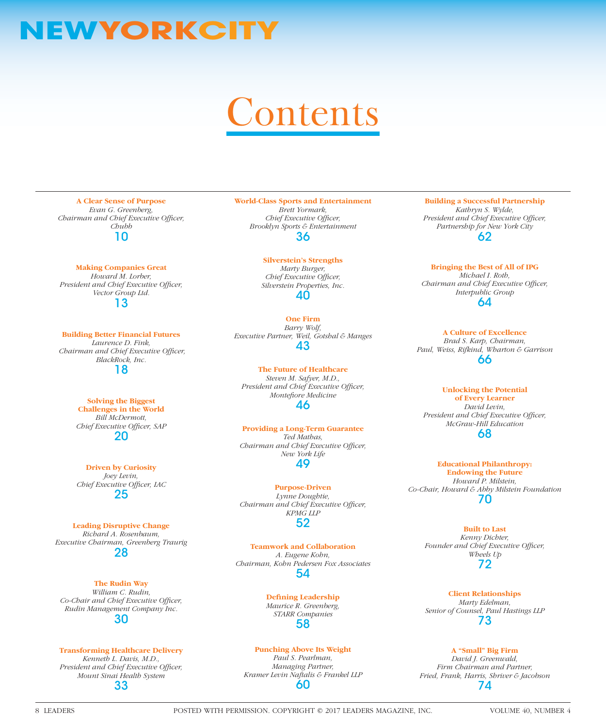# NEWYORKCITY

# Contents

**A Clear Sense of Purpose**
*Evan G. Greenberg, Chairman and Chief Executive Officer, Chubb*
10

**Making Companies Great**
*Howard M. Lorber, President and Chief Executive Officer, Vector Group Ltd.*
13

**Building Better Financial Futures**
*Laurence D. Fink, Chairman and Chief Executive Officer, BlackRock, Inc.*
18

**Solving the Biggest Challenges in the World**
*Bill McDermott, Chief Executive Officer, SAP*
20

**Driven by Curiosity**
*Joey Levin, Chief Executive Officer, IAC*
25

**Leading Disruptive Change**
*Richard A. Rosenbaum, Executive Chairman, Greenberg Traurig*
28

**The Rudin Way**
*William C. Rudin, Co-Chair and Chief Executive Officer, Rudin Management Company Inc.*
30

**Transforming Healthcare Delivery**
*Kenneth L. Davis, M.D., President and Chief Executive Officer, Mount Sinai Health System*
33

**World-Class Sports and Entertainment**
*Brett Yormark, Chief Executive Officer, Brooklyn Sports & Entertainment*
36

**Silverstein's Strengths**
*Marty Burger, Chief Executive Officer, Silverstein Properties, Inc.*
40

**One Firm**
*Barry Wolf, Executive Partner, Weil, Gotshal & Manges*
43

**The Future of Healthcare**
*Steven M. Safyer, M.D., President and Chief Executive Officer, Montefiore Medicine*
46

**Providing a Long-Term Guarantee**
*Ted Mathas, Chairman and Chief Executive Officer, New York Life*
49

**Purpose-Driven**
*Lynne Doughtie, Chairman and Chief Executive Officer, KPMG LLP*
52

**Teamwork and Collaboration**
*A. Eugene Kohn, Chairman, Kohn Pedersen Fox Associates*
54

**Defining Leadership**
*Maurice R. Greenberg, STARR Companies*
58

**Punching Above Its Weight**
*Paul S. Pearlman, Managing Partner, Kramer Levin Naftalis & Frankel LLP*
60

**Building a Successful Partnership**
*Kathryn S. Wylde, President and Chief Executive Officer, Partnership for New York City*
62

**Bringing the Best of All of IPG**
*Michael I. Roth, Chairman and Chief Executive Officer, Interpublic Group*
64

**A Culture of Excellence**
*Brad S. Karp, Chairman, Paul, Weiss, Rifkind, Wharton & Garrison*
66

**Unlocking the Potential of Every Learner**
*David Levin, President and Chief Executive Officer, McGraw-Hill Education*
68

**Educational Philanthropy: Endowing the Future**
*Howard P. Milstein, Co-Chair, Howard & Abby Milstein Foundation*
70

**Built to Last**
*Kenny Dichter, Founder and Chief Executive Officer, Wheels Up*
72

**Client Relationships**
*Marty Edelman, Senior of Counsel, Paul Hastings LLP*
73

**A "Small" Big Firm**
*David J. Greenwald, Firm Chairman and Partner, Fried, Frank, Harris, Shriver & Jacobson*
74

POSTED WITH PERMISSION. COPYRIGHT © 2017 LEADERS MAGAZINE, INC.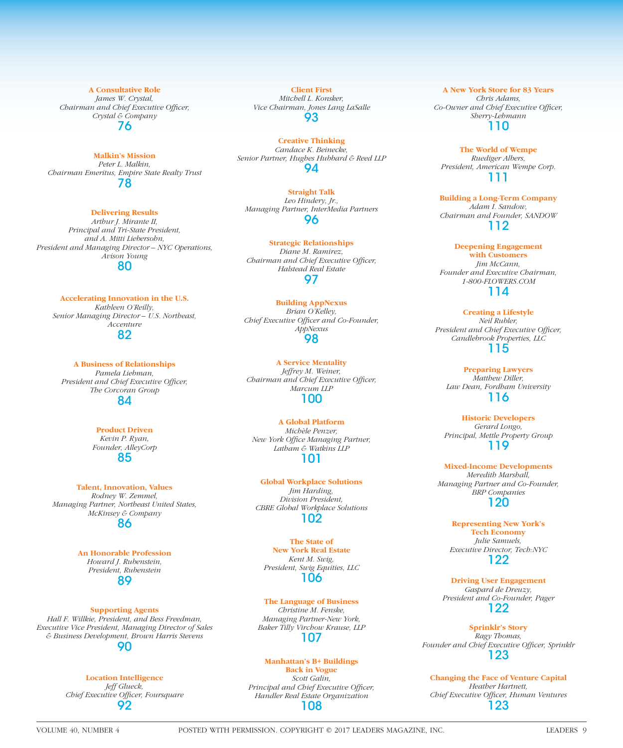**A Consultative Role**
*James W. Crystal,*
*Chairman and Chief Executive Officer,*
*Crystal & Company*
76

**Malkin's Mission**
*Peter L. Malkin,*
*Chairman Emeritus, Empire State Realty Trust*
78

**Delivering Results**
*Arthur J. Mirante II,*
*Principal and Tri-State President,*
*and A. Mitti Liebersohn,*
*President and Managing Director – NYC Operations,*
*Avison Young*
80

**Accelerating Innovation in the U.S.**
*Kathleen O'Reilly,*
*Senior Managing Director – U.S. Northeast,*
*Accenture*
82

**A Business of Relationships**
*Pamela Liebman,*
*President and Chief Executive Officer,*
*The Corcoran Group*
84

**Product Driven**
*Kevin P. Ryan,*
*Founder, AlleyCorp*
85

**Talent, Innovation, Values**
*Rodney W. Zemmel,*
*Managing Partner, Northeast United States,*
*McKinsey & Company*
86

**An Honorable Profession**
*Howard J. Rubenstein,*
*President, Rubenstein*
89

**Supporting Agents**
*Hall F. Willkie, President, and Bess Freedman,*
*Executive Vice President, Managing Director of Sales*
*& Business Development, Brown Harris Stevens*
90

**Location Intelligence**
*Jeff Glueck,*
*Chief Executive Officer, Foursquare*
92

**Client First**
*Mitchell L. Konsker,*
*Vice Chairman, Jones Lang LaSalle*
93

**Creative Thinking**
*Candace K. Beinecke,*
*Senior Partner, Hughes Hubbard & Reed LLP*
94

**Straight Talk**
*Leo Hindery, Jr.,*
*Managing Partner, InterMedia Partners*
96

**Strategic Relationships**
*Diane M. Ramirez,*
*Chairman and Chief Executive Officer,*
*Halstead Real Estate*
97

**Building AppNexus**
*Brian O'Kelley,*
*Chief Executive Officer and Co-Founder,*
*AppNexus*
98

**A Service Mentality**
*Jeffrey M. Weiner,*
*Chairman and Chief Executive Officer,*
*Marcum LLP*
100

**A Global Platform**
*Michèle Penzer,*
*New York Office Managing Partner,*
*Latham & Watkins LLP*
101

**Global Workplace Solutions**
*Jim Harding,*
*Division President,*
*CBRE Global Workplace Solutions*
102

**The State of New York Real Estate**
*Kent M. Swig,*
*President, Swig Equities, LLC*
106

**The Language of Business**
*Christine M. Fenske,*
*Managing Partner-New York,*
*Baker Tilly Virchow Krause, LLP*
107

**Manhattan's B+ Buildings Back in Vogue**
*Scott Galin,*
*Principal and Chief Executive Officer,*
*Handler Real Estate Organization*
108

**A New York Store for 83 Years**
*Chris Adams,*
*Co-Owner and Chief Executive Officer,*
*Sherry-Lehmann*
110

**The World of Wempe**
*Ruediger Albers,*
*President, American Wempe Corp.*
111

**Building a Long-Term Company**
*Adam I. Sandow,*
*Chairman and Founder, SANDOW*
112

**Deepening Engagement with Customers**
*Jim McCann,*
*Founder and Executive Chairman,*
*1-800-FLOWERS.COM*
114

**Creating a Lifestyle**
*Neil Rubler,*
*President and Chief Executive Officer,*
*Candlebrook Properties, LLC*
115

**Preparing Lawyers**
*Matthew Diller,*
*Law Dean, Fordham University*
116

**Historic Developers**
*Gerard Longo,*
*Principal, Mettle Property Group*
119

**Mixed-Income Developments**
*Meredith Marshall,*
*Managing Partner and Co-Founder,*
*BRP Companies*
120

**Representing New York's Tech Economy**
*Julie Samuels,*
*Executive Director, Tech:NYC*
122

**Driving User Engagement**
*Gaspard de Dreuzy,*
*President and Co-Founder, Pager*
122

**Sprinklr's Story**
*Ragy Thomas,*
*Founder and Chief Executive Officer, Sprinklr*
123

**Changing the Face of Venture Capital**
*Heather Hartnett,*
*Chief Executive Officer, Human Ventures*
123

POSTED WITH PERMISSION. COPYRIGHT © 2017 LEADERS MAGAZINE, INC.